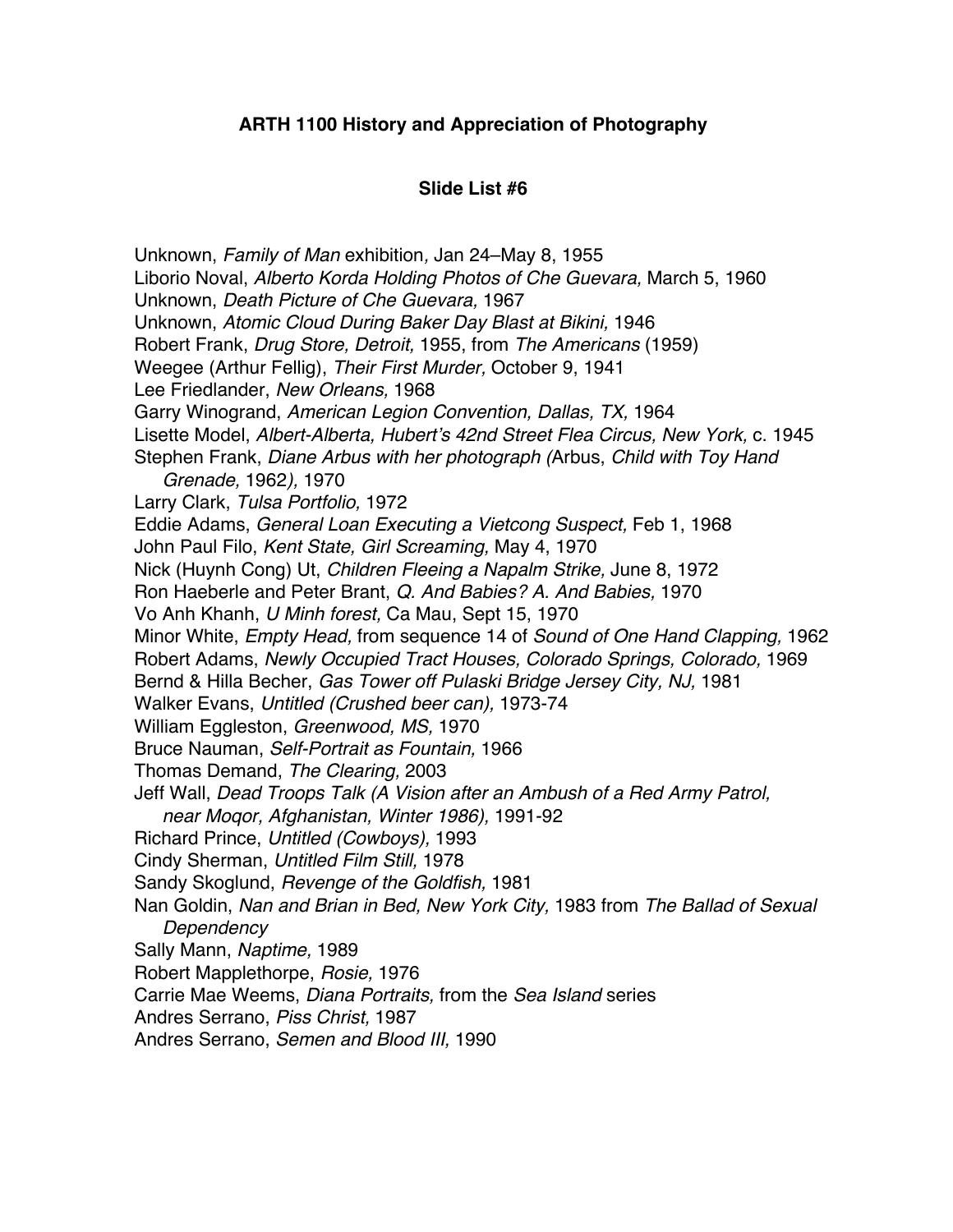## ARTH 1100 History and Appreciation of Photography

### Slide List #6

Unknown, *Family of Man* exhibition*,* Jan 24–May 8, 1955
Liborio Noval, *Alberto Korda Holding Photos of Che Guevara,* March 5, 1960
Unknown, *Death Picture of Che Guevara,* 1967
Unknown, *Atomic Cloud During Baker Day Blast at Bikini,* 1946
Robert Frank, *Drug Store, Detroit,* 1955, from *The Americans* (1959)
Weegee (Arthur Fellig), *Their First Murder,* October 9, 1941
Lee Friedlander, *New Orleans,* 1968
Garry Winogrand, *American Legion Convention, Dallas, TX,* 1964
Lisette Model, *Albert-Alberta, Hubert's 42nd Street Flea Circus, New York,* c. 1945
Stephen Frank, *Diane Arbus with her photograph (*Arbus, *Child with Toy Hand Grenade,* 1962*),* 1970
Larry Clark, *Tulsa Portfolio,* 1972
Eddie Adams, *General Loan Executing a Vietcong Suspect,* Feb 1, 1968
John Paul Filo, *Kent State, Girl Screaming,* May 4, 1970
Nick (Huynh Cong) Ut, *Children Fleeing a Napalm Strike,* June 8, 1972
Ron Haeberle and Peter Brant, *Q. And Babies? A. And Babies,* 1970
Vo Anh Khanh, *U Minh forest,* Ca Mau, Sept 15, 1970
Minor White, *Empty Head,* from sequence 14 of *Sound of One Hand Clapping,* 1962
Robert Adams, *Newly Occupied Tract Houses, Colorado Springs, Colorado,* 1969
Bernd & Hilla Becher, *Gas Tower off Pulaski Bridge Jersey City, NJ,* 1981
Walker Evans, *Untitled (Crushed beer can),* 1973-74
William Eggleston, *Greenwood, MS,* 1970
Bruce Nauman, *Self-Portrait as Fountain,* 1966
Thomas Demand, *The Clearing,* 2003
Jeff Wall, *Dead Troops Talk (A Vision after an Ambush of a Red Army Patrol, near Moqor, Afghanistan, Winter 1986),* 1991-92
Richard Prince, *Untitled (Cowboys),* 1993
Cindy Sherman, *Untitled Film Still,* 1978
Sandy Skoglund, *Revenge of the Goldfish,* 1981
Nan Goldin, *Nan and Brian in Bed, New York City,* 1983 from *The Ballad of Sexual Dependency*
Sally Mann, *Naptime,* 1989
Robert Mapplethorpe, *Rosie,* 1976
Carrie Mae Weems, *Diana Portraits,* from the *Sea Island* series
Andres Serrano, *Piss Christ,* 1987
Andres Serrano, *Semen and Blood III,* 1990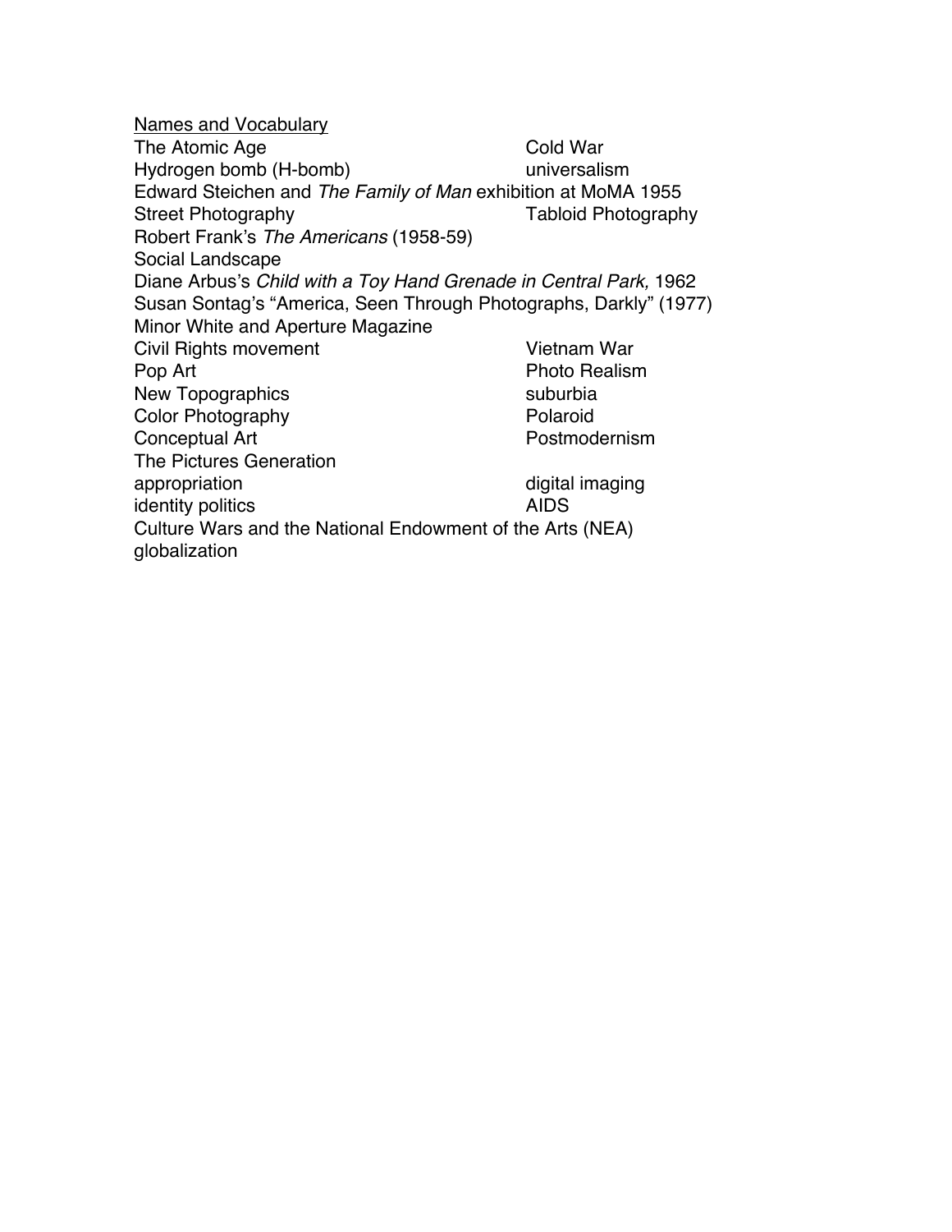<u>Names and Vocabulary</u>

The Atomic Age

Cold War

Hydrogen bomb (H-bomb)

universalism

Edward Steichen and *The Family of Man* exhibition at MoMA 1955

Street Photography

Tabloid Photography

Robert Frank's *The Americans* (1958-59)

Social Landscape

Diane Arbus's *Child with a Toy Hand Grenade in Central Park,* 1962

Susan Sontag's "America, Seen Through Photographs, Darkly" (1977)

Minor White and Aperture Magazine

Civil Rights movement

Vietnam War

Pop Art

Photo Realism

New Topographics

suburbia

Color Photography

Polaroid

Conceptual Art

Postmodernism

The Pictures Generation

appropriation

digital imaging

identity politics

AIDS

Culture Wars and the National Endowment of the Arts (NEA)

globalization